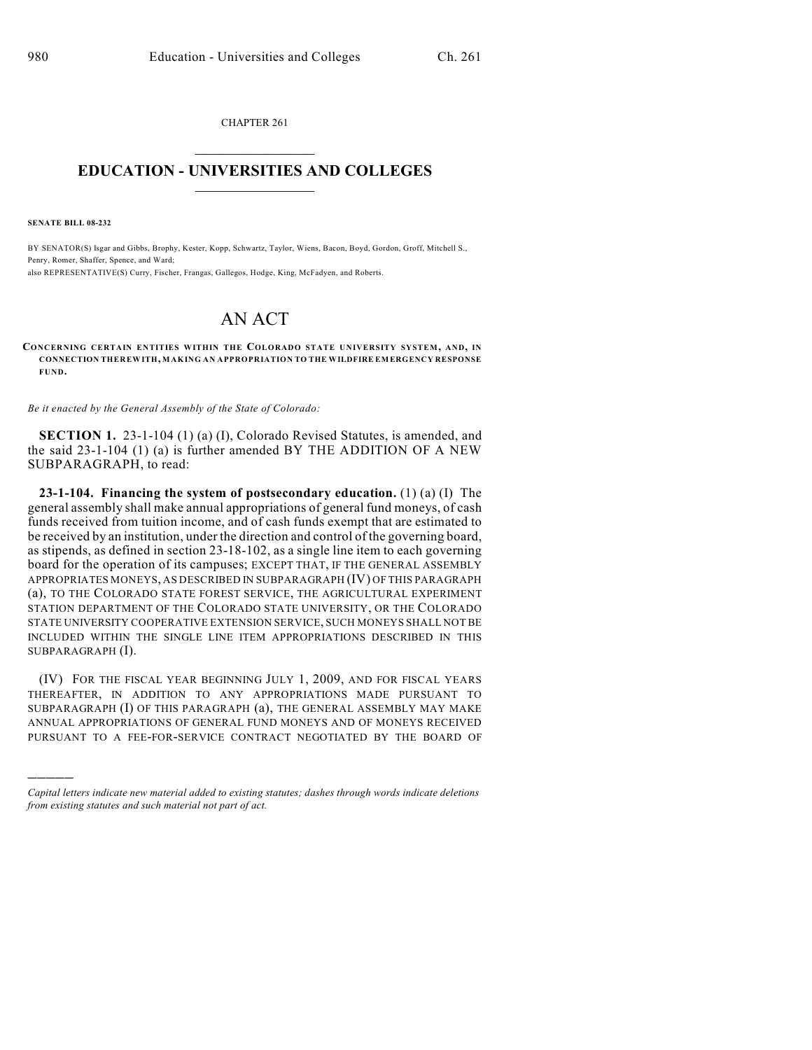CHAPTER 261

# EDUCATION - UNIVERSITIES AND COLLEGES

**SENATE BILL 08-232**

BY SENATOR(S) Isgar and Gibbs, Brophy, Kester, Kopp, Schwartz, Taylor, Wiens, Bacon, Boyd, Gordon, Groff, Mitchell S., Penry, Romer, Shaffer, Spence, and Ward;
also REPRESENTATIVE(S) Curry, Fischer, Frangas, Gallegos, Hodge, King, McFadyen, and Roberts.

# AN ACT

**CONCERNING CERTAIN ENTITIES WITHIN THE COLORADO STATE UNIVERSITY SYSTEM, AND, IN CONNECTION THEREWITH, MAKING AN APPROPRIATION TO THE WILDFIRE EMERGENCY RESPONSE FUND.**

*Be it enacted by the General Assembly of the State of Colorado:*

**SECTION 1.** 23-1-104 (1) (a) (I), Colorado Revised Statutes, is amended, and the said 23-1-104 (1) (a) is further amended BY THE ADDITION OF A NEW SUBPARAGRAPH, to read:

**23-1-104. Financing the system of postsecondary education.** (1) (a) (I) The general assembly shall make annual appropriations of general fund moneys, of cash funds received from tuition income, and of cash funds exempt that are estimated to be received by an institution, under the direction and control of the governing board, as stipends, as defined in section 23-18-102, as a single line item to each governing board for the operation of its campuses; EXCEPT THAT, IF THE GENERAL ASSEMBLY APPROPRIATES MONEYS, AS DESCRIBED IN SUBPARAGRAPH (IV) OF THIS PARAGRAPH (a), TO THE COLORADO STATE FOREST SERVICE, THE AGRICULTURAL EXPERIMENT STATION DEPARTMENT OF THE COLORADO STATE UNIVERSITY, OR THE COLORADO STATE UNIVERSITY COOPERATIVE EXTENSION SERVICE, SUCH MONEYS SHALL NOT BE INCLUDED WITHIN THE SINGLE LINE ITEM APPROPRIATIONS DESCRIBED IN THIS SUBPARAGRAPH (I).

(IV) FOR THE FISCAL YEAR BEGINNING JULY 1, 2009, AND FOR FISCAL YEARS THEREAFTER, IN ADDITION TO ANY APPROPRIATIONS MADE PURSUANT TO SUBPARAGRAPH (I) OF THIS PARAGRAPH (a), THE GENERAL ASSEMBLY MAY MAKE ANNUAL APPROPRIATIONS OF GENERAL FUND MONEYS AND OF MONEYS RECEIVED PURSUANT TO A FEE-FOR-SERVICE CONTRACT NEGOTIATED BY THE BOARD OF

---

*Capital letters indicate new material added to existing statutes; dashes through words indicate deletions from existing statutes and such material not part of act.*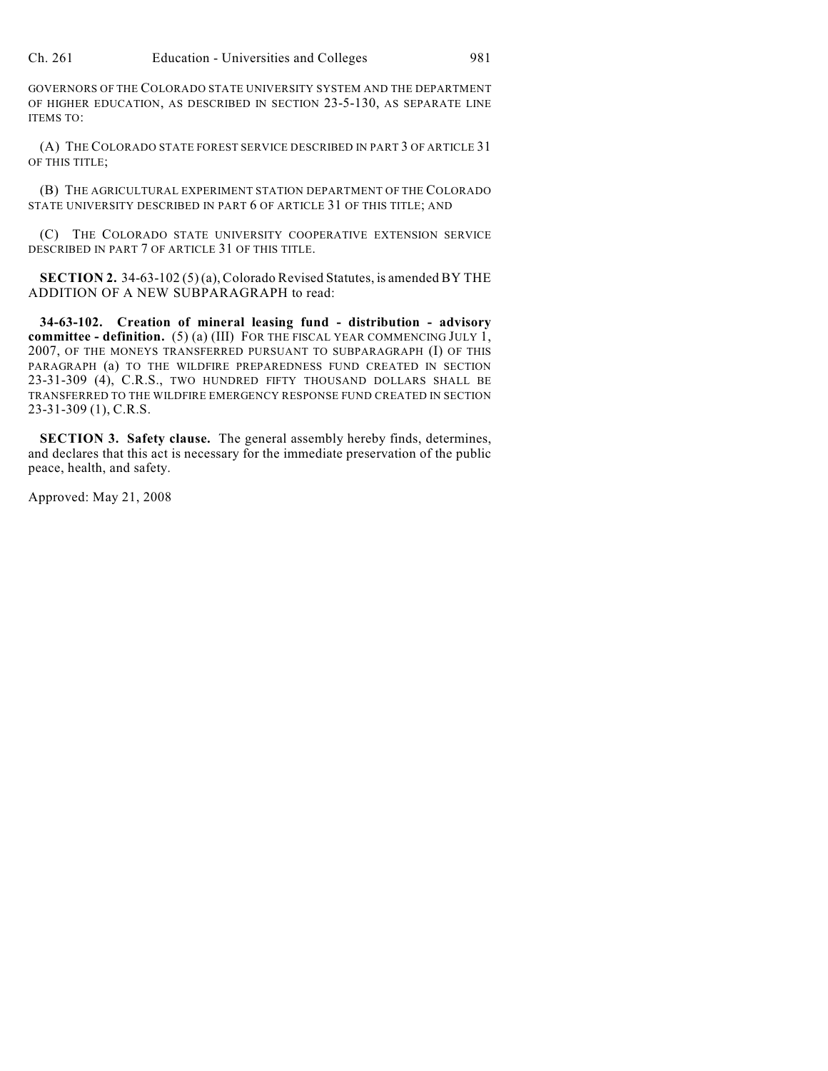GOVERNORS OF THE COLORADO STATE UNIVERSITY SYSTEM AND THE DEPARTMENT OF HIGHER EDUCATION, AS DESCRIBED IN SECTION 23-5-130, AS SEPARATE LINE ITEMS TO:

(A) THE COLORADO STATE FOREST SERVICE DESCRIBED IN PART 3 OF ARTICLE 31 OF THIS TITLE;

(B) THE AGRICULTURAL EXPERIMENT STATION DEPARTMENT OF THE COLORADO STATE UNIVERSITY DESCRIBED IN PART 6 OF ARTICLE 31 OF THIS TITLE; AND

(C) THE COLORADO STATE UNIVERSITY COOPERATIVE EXTENSION SERVICE DESCRIBED IN PART 7 OF ARTICLE 31 OF THIS TITLE.

**SECTION 2.** 34-63-102 (5) (a), Colorado Revised Statutes, is amended BY THE ADDITION OF A NEW SUBPARAGRAPH to read:

**34-63-102. Creation of mineral leasing fund - distribution - advisory committee - definition.** (5) (a) (III) FOR THE FISCAL YEAR COMMENCING JULY 1, 2007, OF THE MONEYS TRANSFERRED PURSUANT TO SUBPARAGRAPH (I) OF THIS PARAGRAPH (a) TO THE WILDFIRE PREPAREDNESS FUND CREATED IN SECTION 23-31-309 (4), C.R.S., TWO HUNDRED FIFTY THOUSAND DOLLARS SHALL BE TRANSFERRED TO THE WILDFIRE EMERGENCY RESPONSE FUND CREATED IN SECTION 23-31-309 (1), C.R.S.

**SECTION 3. Safety clause.** The general assembly hereby finds, determines, and declares that this act is necessary for the immediate preservation of the public peace, health, and safety.

Approved: May 21, 2008